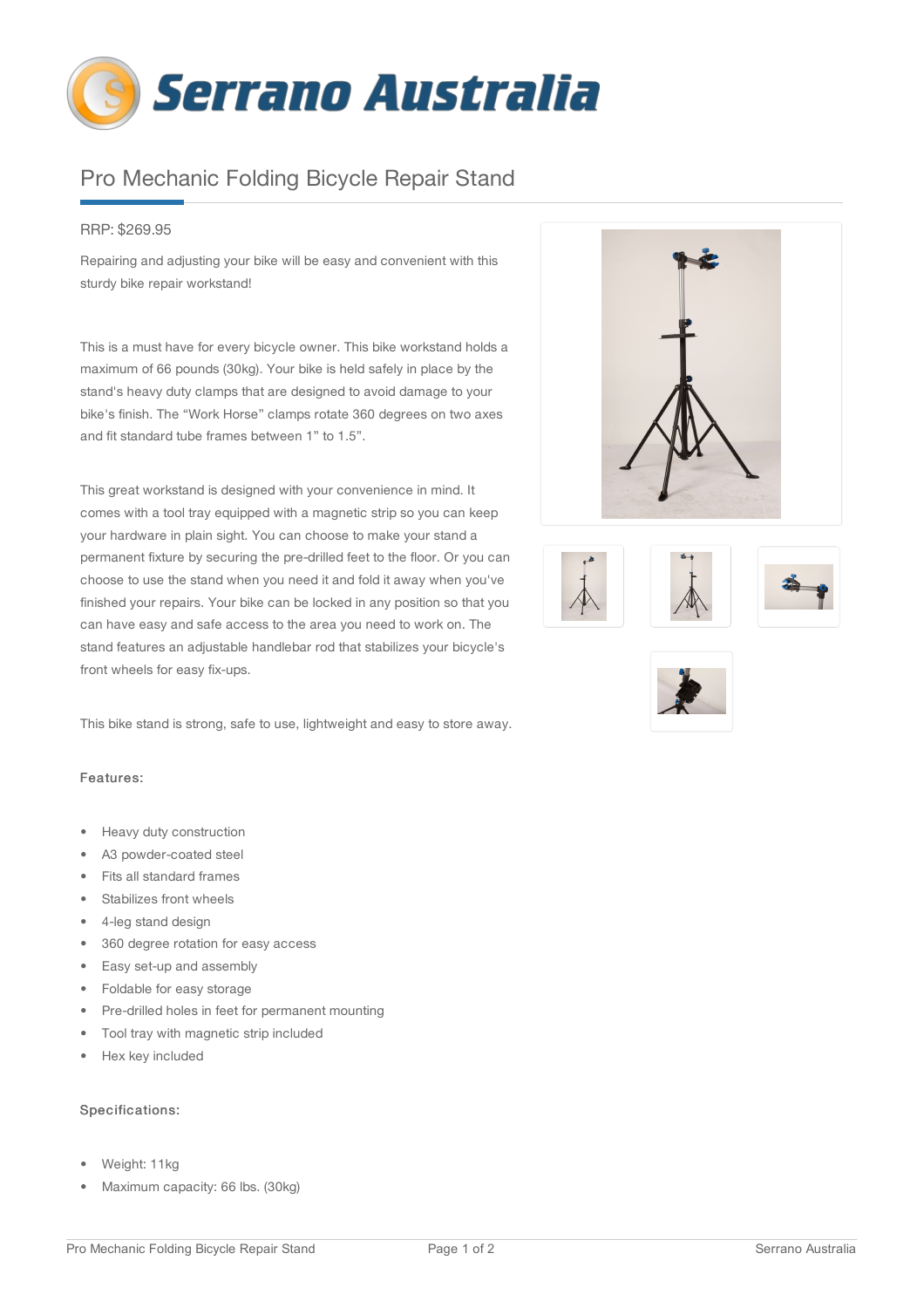# Serrano Australia

## Pro Mechanic Folding Bicycle Repair Stand

RRP: $269.95

Repairing and adjusting your bike will be easy and convenient with this sturdy bike repair workstand!

This is a must have for every bicycle owner. This bike workstand holds a maximum of 66 pounds (30kg). Your bike is held safely in place by the stand's heavy duty clamps that are designed to avoid damage to your bike's finish. The "Work Horse" clamps rotate 360 degrees on two axes and fit standard tube frames between 1" to 1.5".

This great workstand is designed with your convenience in mind. It comes with a tool tray equipped with a magnetic strip so you can keep your hardware in plain sight. You can choose to make your stand a permanent fixture by securing the pre-drilled feet to the floor. Or you can choose to use the stand when you need it and fold it away when you've finished your repairs. Your bike can be locked in any position so that you can have easy and safe access to the area you need to work on. The stand features an adjustable handlebar rod that stabilizes your bicycle's front wheels for easy fix-ups.

This bike stand is strong, safe to use, lightweight and easy to store away.

### Features:

- Heavy duty construction
- A3 powder-coated steel
- Fits all standard frames
- Stabilizes front wheels
- 4-leg stand design
- 360 degree rotation for easy access
- Easy set-up and assembly
- Foldable for easy storage
- Pre-drilled holes in feet for permanent mounting
- Tool tray with magnetic strip included
- Hex key included

### Specifications:

- Weight: 11kg
- Maximum capacity: 66 lbs. (30kg)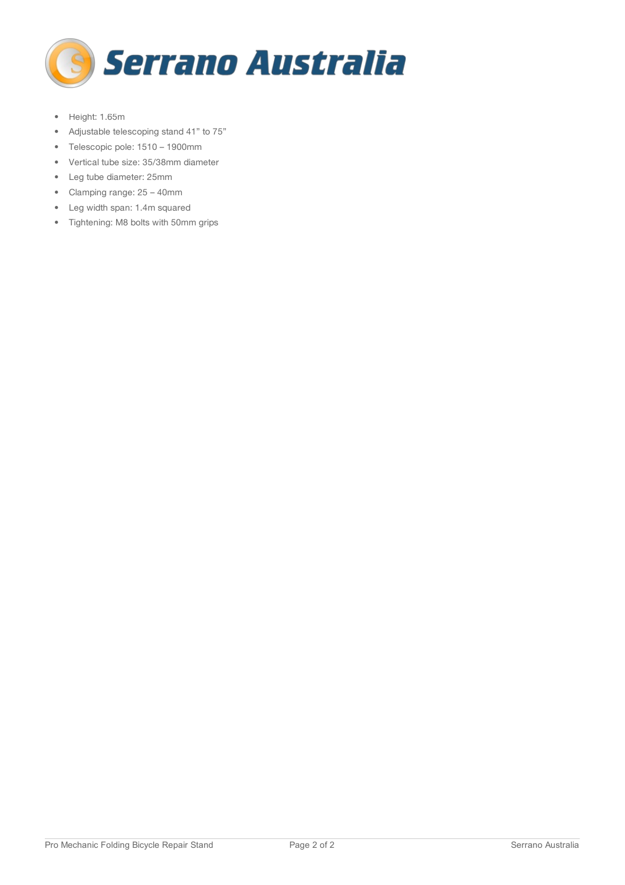- Height: 1.65m
- Adjustable telescoping stand 41" to 75"
- Telescopic pole: 1510 – 1900mm
- Vertical tube size: 35/38mm diameter
- Leg tube diameter: 25mm
- Clamping range: 25 – 40mm
- Leg width span: 1.4m squared
- Tightening: M8 bolts with 50mm grips